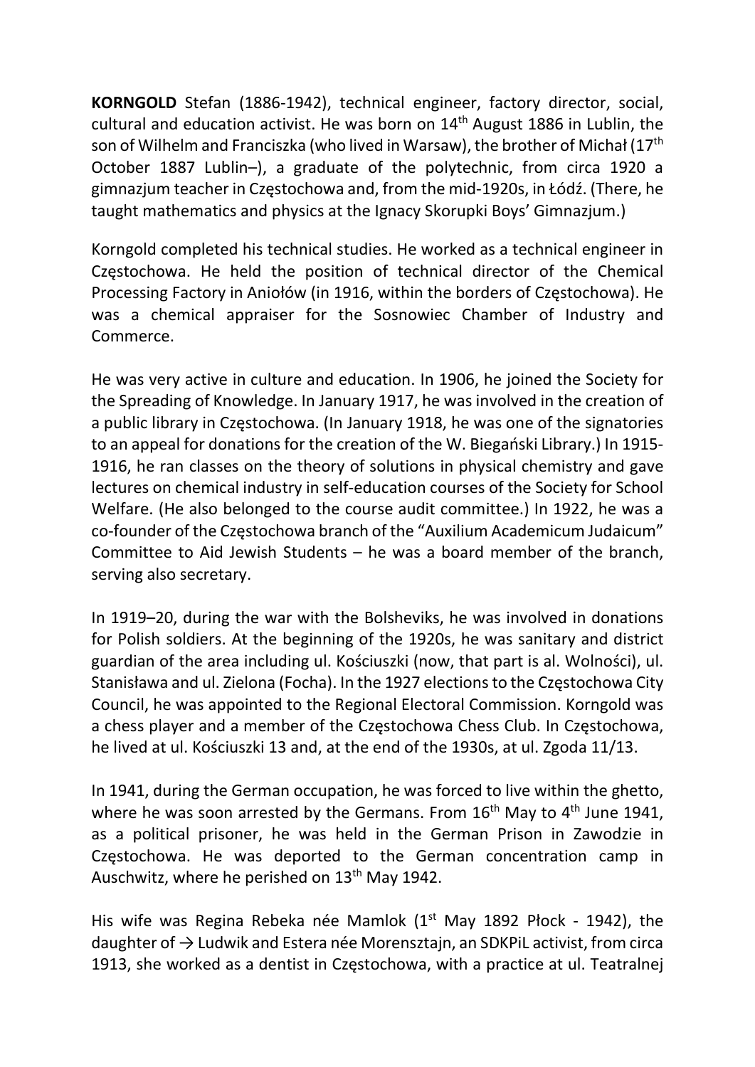**KORNGOLD** Stefan (1886-1942), technical engineer, factory director, social, cultural and education activist. He was born on 14th August 1886 in Lublin, the son of Wilhelm and Franciszka (who lived in Warsaw), the brother of Michał (17th October 1887 Lublin–), a graduate of the polytechnic, from circa 1920 a gimnazjum teacher in Częstochowa and, from the mid-1920s, in Łódź. (There, he taught mathematics and physics at the Ignacy Skorupki Boys' Gimnazjum.)

Korngold completed his technical studies. He worked as a technical engineer in Częstochowa. He held the position of technical director of the Chemical Processing Factory in Aniołów (in 1916, within the borders of Częstochowa). He was a chemical appraiser for the Sosnowiec Chamber of Industry and Commerce.

He was very active in culture and education. In 1906, he joined the Society for the Spreading of Knowledge. In January 1917, he was involved in the creation of a public library in Częstochowa. (In January 1918, he was one of the signatories to an appeal for donations for the creation of the W. Biegański Library.) In 1915-1916, he ran classes on the theory of solutions in physical chemistry and gave lectures on chemical industry in self-education courses of the Society for School Welfare. (He also belonged to the course audit committee.) In 1922, he was a co-founder of the Częstochowa branch of the "Auxilium Academicum Judaicum" Committee to Aid Jewish Students – he was a board member of the branch, serving also secretary.

In 1919–20, during the war with the Bolsheviks, he was involved in donations for Polish soldiers. At the beginning of the 1920s, he was sanitary and district guardian of the area including ul. Kościuszki (now, that part is al. Wolności), ul. Stanisława and ul. Zielona (Focha). In the 1927 elections to the Częstochowa City Council, he was appointed to the Regional Electoral Commission. Korngold was a chess player and a member of the Częstochowa Chess Club. In Częstochowa, he lived at ul. Kościuszki 13 and, at the end of the 1930s, at ul. Zgoda 11/13.

In 1941, during the German occupation, he was forced to live within the ghetto, where he was soon arrested by the Germans. From 16th May to 4th June 1941, as a political prisoner, he was held in the German Prison in Zawodzie in Częstochowa. He was deported to the German concentration camp in Auschwitz, where he perished on 13th May 1942.

His wife was Regina Rebeka née Mamlok (1st May 1892 Płock - 1942), the daughter of → Ludwik and Estera née Morensztajn, an SDKPiL activist, from circa 1913, she worked as a dentist in Częstochowa, with a practice at ul. Teatralnej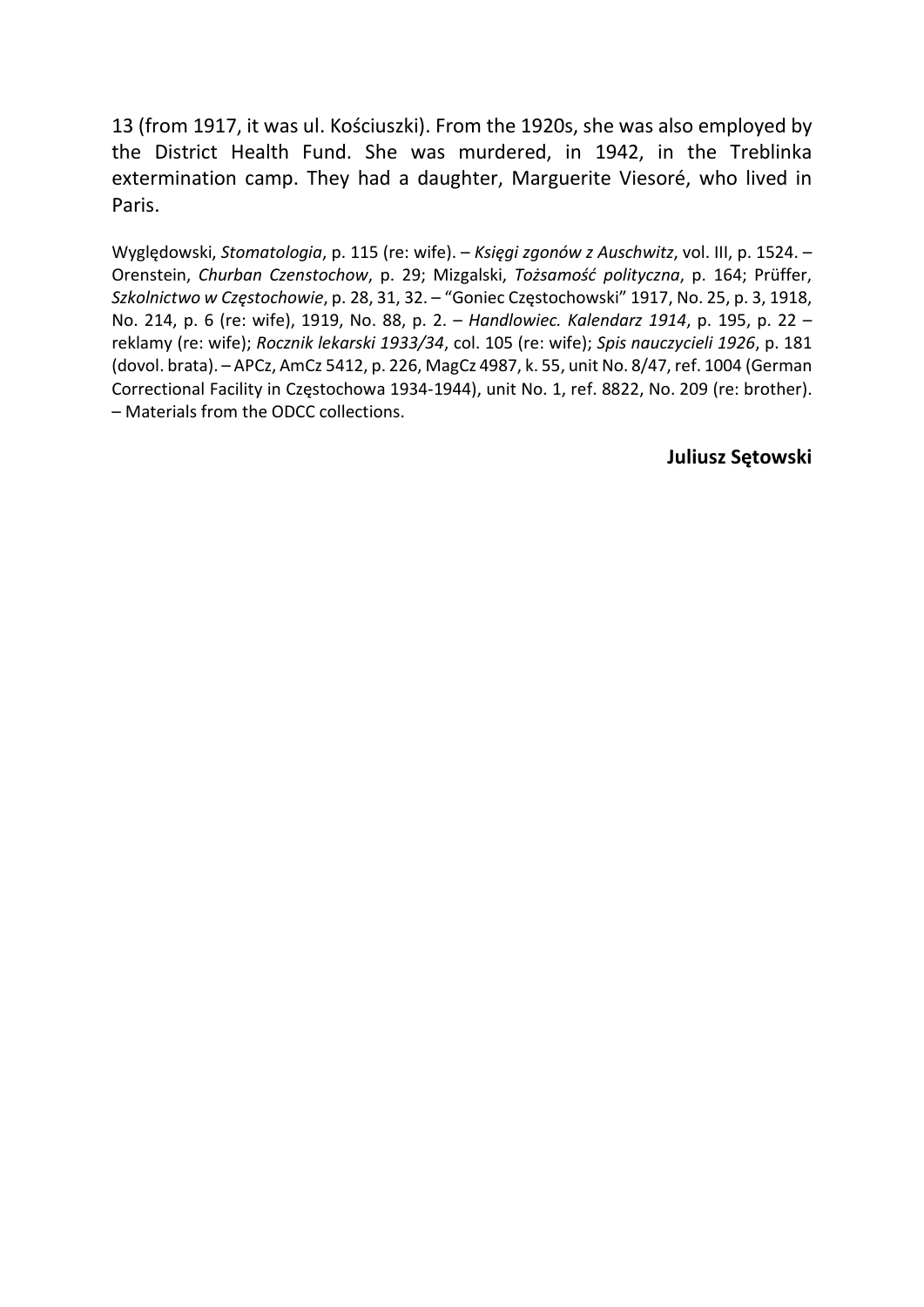13 (from 1917, it was ul. Kościuszki). From the 1920s, she was also employed by the District Health Fund. She was murdered, in 1942, in the Treblinka extermination camp. They had a daughter, Marguerite Viesoré, who lived in Paris.

Wyględowski, *Stomatologia*, p. 115 (re: wife). – *Księgi zgonów z Auschwitz*, vol. III, p. 1524. – Orenstein, *Churban Czenstochow*, p. 29; Mizgalski, *Tożsamość polityczna*, p. 164; Prüffer, *Szkolnictwo w Częstochowie*, p. 28, 31, 32. – "Goniec Częstochowski" 1917, No. 25, p. 3, 1918, No. 214, p. 6 (re: wife), 1919, No. 88, p. 2. – *Handlowiec. Kalendarz 1914*, p. 195, p. 22 – reklamy (re: wife); *Rocznik lekarski 1933/34*, col. 105 (re: wife); *Spis nauczycieli 1926*, p. 181 (dovol. brata). – APCz, AmCz 5412, p. 226, MagCz 4987, k. 55, unit No. 8/47, ref. 1004 (German Correctional Facility in Częstochowa 1934-1944), unit No. 1, ref. 8822, No. 209 (re: brother). – Materials from the ODCC collections.

**Juliusz Sętowski**